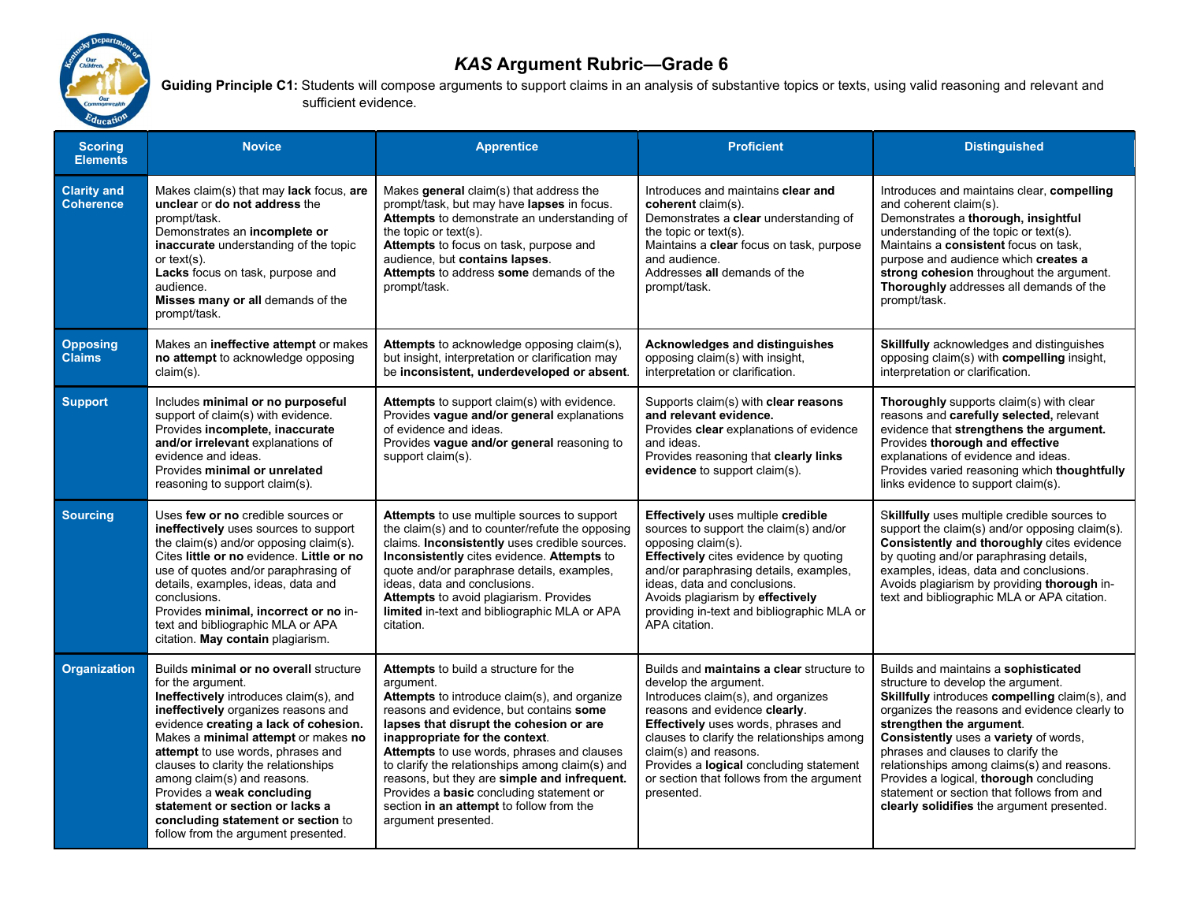# *KAS* Argument Rubric—Grade 6

**Guiding Principle C1:** Students will compose arguments to support claims in an analysis of substantive topics or texts, using valid reasoning and relevant and sufficient evidence.

| Scoring Elements | Novice | Apprentice | Proficient | Distinguished |
|---|---|---|---|---|
| **Clarity and Coherence** | Makes claim(s) that may **lack** focus, **are unclear** or **do not address** the prompt/task. Demonstrates an **incomplete or inaccurate** understanding of the topic or text(s). **Lacks** focus on task, purpose and audience. **Misses many or all** demands of the prompt/task. | Makes **general** claim(s) that address the prompt/task, but may have **lapses** in focus. **Attempts** to demonstrate an understanding of the topic or text(s). **Attempts** to focus on task, purpose and audience, but **contains lapses**. **Attempts** to address **some** demands of the prompt/task. | Introduces and maintains **clear and coherent** claim(s). Demonstrates a **clear** understanding of the topic or text(s). Maintains a **clear** focus on task, purpose and audience. Addresses **all** demands of the prompt/task. | Introduces and maintains clear, **compelling** and coherent claim(s). Demonstrates a **thorough, insightful** understanding of the topic or text(s). Maintains a **consistent** focus on task, purpose and audience which **creates a strong cohesion** throughout the argument. **Thoroughly** addresses all demands of the prompt/task. |
| **Opposing Claims** | Makes an **ineffective attempt** or makes **no attempt** to acknowledge opposing claim(s). | **Attempts** to acknowledge opposing claim(s), but insight, interpretation or clarification may be **inconsistent, underdeveloped or absent**. | **Acknowledges and distinguishes** opposing claim(s) with insight, interpretation or clarification. | **Skillfully** acknowledges and distinguishes opposing claim(s) with **compelling** insight, interpretation or clarification. |
| **Support** | Includes **minimal or no purposeful** support of claim(s) with evidence. Provides **incomplete, inaccurate and/or irrelevant** explanations of evidence and ideas. Provides **minimal or unrelated** reasoning to support claim(s). | **Attempts** to support claim(s) with evidence. Provides **vague and/or general** explanations of evidence and ideas. Provides **vague and/or general** reasoning to support claim(s). | Supports claim(s) with **clear reasons and relevant evidence.** Provides **clear** explanations of evidence and ideas. Provides reasoning that **clearly links evidence** to support claim(s). | **Thoroughly** supports claim(s) with clear reasons and **carefully selected,** relevant evidence that **strengthens the argument.** Provides **thorough and effective** explanations of evidence and ideas. Provides varied reasoning which **thoughtfully** links evidence to support claim(s). |
| **Sourcing** | Uses **few or no** credible sources or **ineffectively** uses sources to support the claim(s) and/or opposing claim(s). Cites **little or no** evidence. **Little or no** use of quotes and/or paraphrasing of details, examples, ideas, data and conclusions. Provides **minimal, incorrect or no** in-text and bibliographic MLA or APA citation. **May contain** plagiarism. | **Attempts** to use multiple sources to support the claim(s) and to counter/refute the opposing claims. **Inconsistently** uses credible sources. **Inconsistently** cites evidence. **Attempts** to quote and/or paraphrase details, examples, ideas, data and conclusions. **Attempts** to avoid plagiarism. Provides **limited** in-text and bibliographic MLA or APA citation. | **Effectively** uses multiple **credible** sources to support the claim(s) and/or opposing claim(s). **Effectively** cites evidence by quoting and/or paraphrasing details, examples, ideas, data and conclusions. Avoids plagiarism by **effectively** providing in-text and bibliographic MLA or APA citation. | **Skillfully** uses multiple credible sources to support the claim(s) and/or opposing claim(s). **Consistently and thoroughly** cites evidence by quoting and/or paraphrasing details, examples, ideas, data and conclusions. Avoids plagiarism by providing **thorough** in-text and bibliographic MLA or APA citation. |
| **Organization** | Builds **minimal or no overall** structure for the argument. **Ineffectively** introduces claim(s), and **ineffectively** organizes reasons and evidence **creating a lack of cohesion.** Makes a **minimal attempt** or makes **no attempt** to use words, phrases and clauses to clarity the relationships among claim(s) and reasons. Provides a **weak concluding statement or section or lacks a concluding statement or section** to follow from the argument presented. | **Attempts** to build a structure for the argument. **Attempts** to introduce claim(s), and organize reasons and evidence, but contains **some lapses that disrupt the cohesion or are inappropriate for the context.** **Attempts** to use words, phrases and clauses to clarify the relationships among claim(s) and reasons, but they are **simple and infrequent.** Provides a **basic** concluding statement or section **in an attempt** to follow from the argument presented. | Builds and **maintains a clear** structure to develop the argument. Introduces claim(s), and organizes reasons and evidence **clearly**. **Effectively** uses words, phrases and clauses to clarify the relationships among claim(s) and reasons. Provides a **logical** concluding statement or section that follows from the argument presented. | Builds and maintains a **sophisticated** structure to develop the argument. **Skillfully** introduces **compelling** claim(s), and organizes the reasons and evidence clearly to **strengthen the argument**. **Consistently** uses a **variety** of words, phrases and clauses to clarify the relationships among claims(s) and reasons. Provides a logical, **thorough** concluding statement or section that follows from and **clearly solidifies** the argument presented. |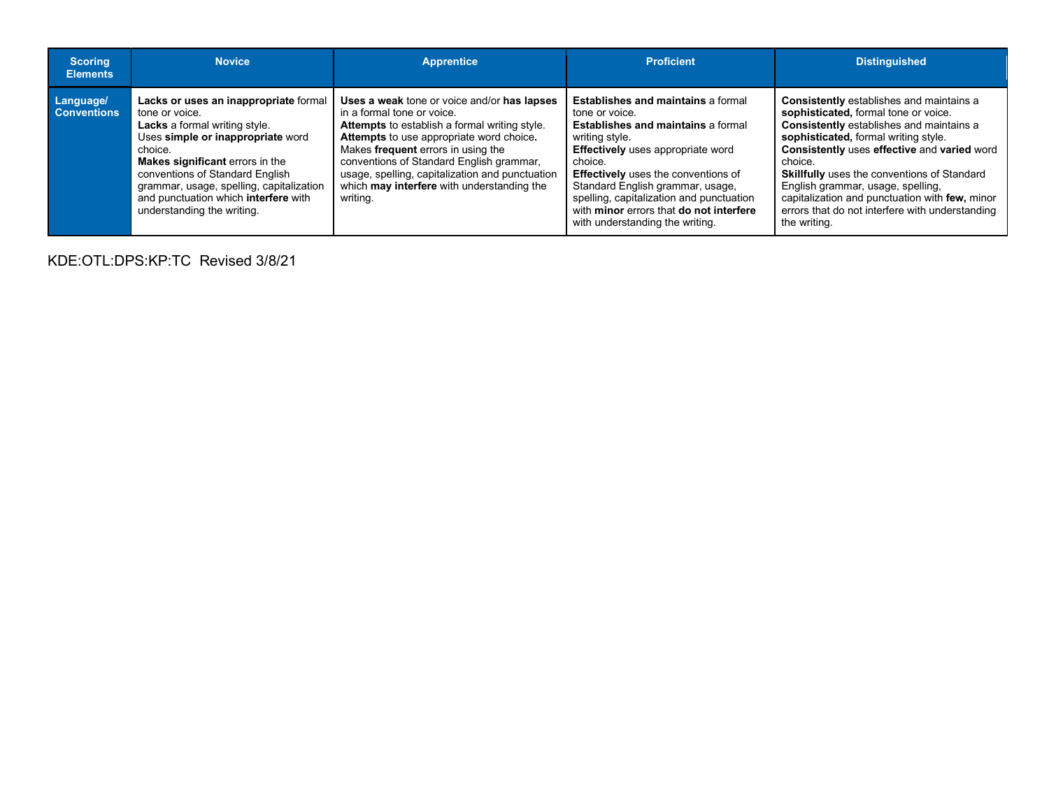| Scoring Elements | Novice | Apprentice | Proficient | Distinguished |
|---|---|---|---|---|
| **Language/ Conventions** | **Lacks or uses an inappropriate** formal tone or voice.<br>**Lacks** a formal writing style.<br>Uses **simple or inappropriate** word choice.<br>**Makes significant** errors in the conventions of Standard English grammar, usage, spelling, capitalization and punctuation which **interfere** with understanding the writing. | **Uses a weak** tone or voice and/or **has lapses** in a formal tone or voice.<br>**Attempts** to establish a formal writing style.<br>**Attempts** to use appropriate word choice**.**<br>Makes **frequent** errors in using the conventions of Standard English grammar, usage, spelling, capitalization and punctuation which **may interfere** with understanding the writing. | **Establishes and maintains** a formal tone or voice.<br>**Establishes and maintains** a formal writing style.<br>**Effectively** uses appropriate word choice.<br>**Effectively** uses the conventions of Standard English grammar, usage, spelling, capitalization and punctuation with **minor** errors that **do not interfere** with understanding the writing. | **Consistently** establishes and maintains a **sophisticated,** formal tone or voice.<br>**Consistently** establishes and maintains a **sophisticated,** formal writing style.<br>**Consistently** uses **effective** and **varied** word choice.<br>**Skillfully** uses the conventions of Standard English grammar, usage, spelling, capitalization and punctuation with **few,** minor errors that do not interfere with understanding the writing. |

KDE:OTL:DPS:KP:TC Revised 3/8/21